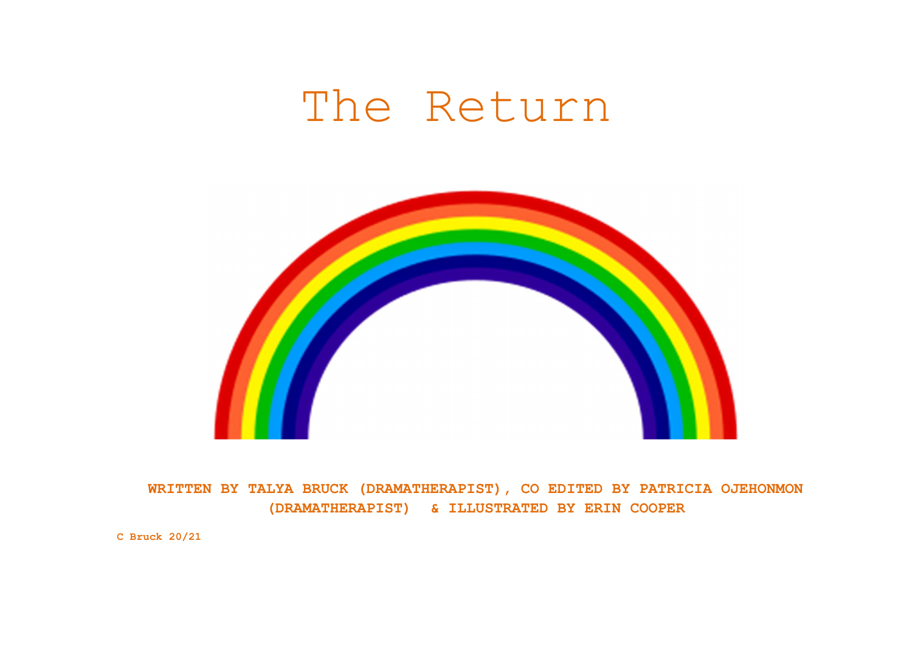# The Return

**WRITTEN BY TALYA BRUCK (DRAMATHERAPIST), CO EDITED BY PATRICIA OJEHONMON (DRAMATHERAPIST) & ILLUSTRATED BY ERIN COOPER**

**C Bruck 20/21**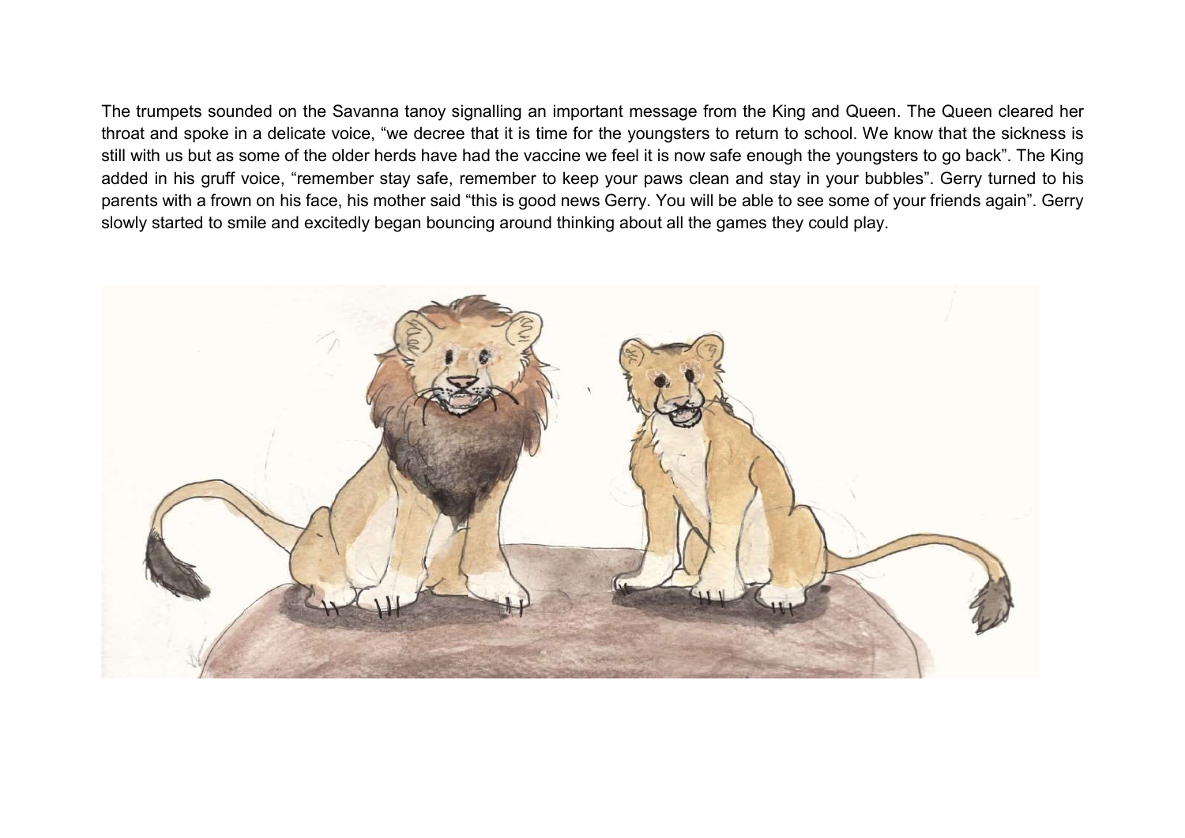The trumpets sounded on the Savanna tanoy signalling an important message from the King and Queen. The Queen cleared her throat and spoke in a delicate voice, "we decree that it is time for the youngsters to return to school. We know that the sickness is still with us but as some of the older herds have had the vaccine we feel it is now safe enough the youngsters to go back". The King added in his gruff voice, "remember stay safe, remember to keep your paws clean and stay in your bubbles". Gerry turned to his parents with a frown on his face, his mother said "this is good news Gerry. You will be able to see some of your friends again". Gerry slowly started to smile and excitedly began bouncing around thinking about all the games they could play.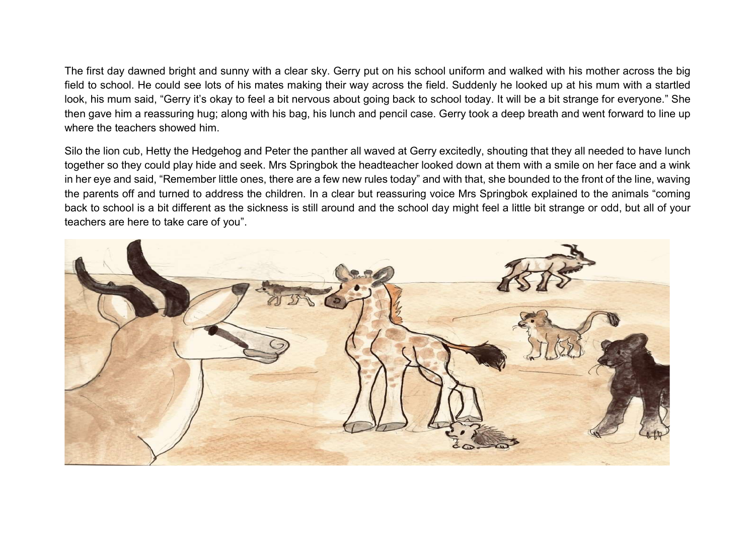The first day dawned bright and sunny with a clear sky. Gerry put on his school uniform and walked with his mother across the big field to school. He could see lots of his mates making their way across the field. Suddenly he looked up at his mum with a startled look, his mum said, "Gerry it's okay to feel a bit nervous about going back to school today. It will be a bit strange for everyone." She then gave him a reassuring hug; along with his bag, his lunch and pencil case. Gerry took a deep breath and went forward to line up where the teachers showed him.

Silo the lion cub, Hetty the Hedgehog and Peter the panther all waved at Gerry excitedly, shouting that they all needed to have lunch together so they could play hide and seek. Mrs Springbok the headteacher looked down at them with a smile on her face and a wink in her eye and said, "Remember little ones, there are a few new rules today" and with that, she bounded to the front of the line, waving the parents off and turned to address the children. In a clear but reassuring voice Mrs Springbok explained to the animals "coming back to school is a bit different as the sickness is still around and the school day might feel a little bit strange or odd, but all of your teachers are here to take care of you".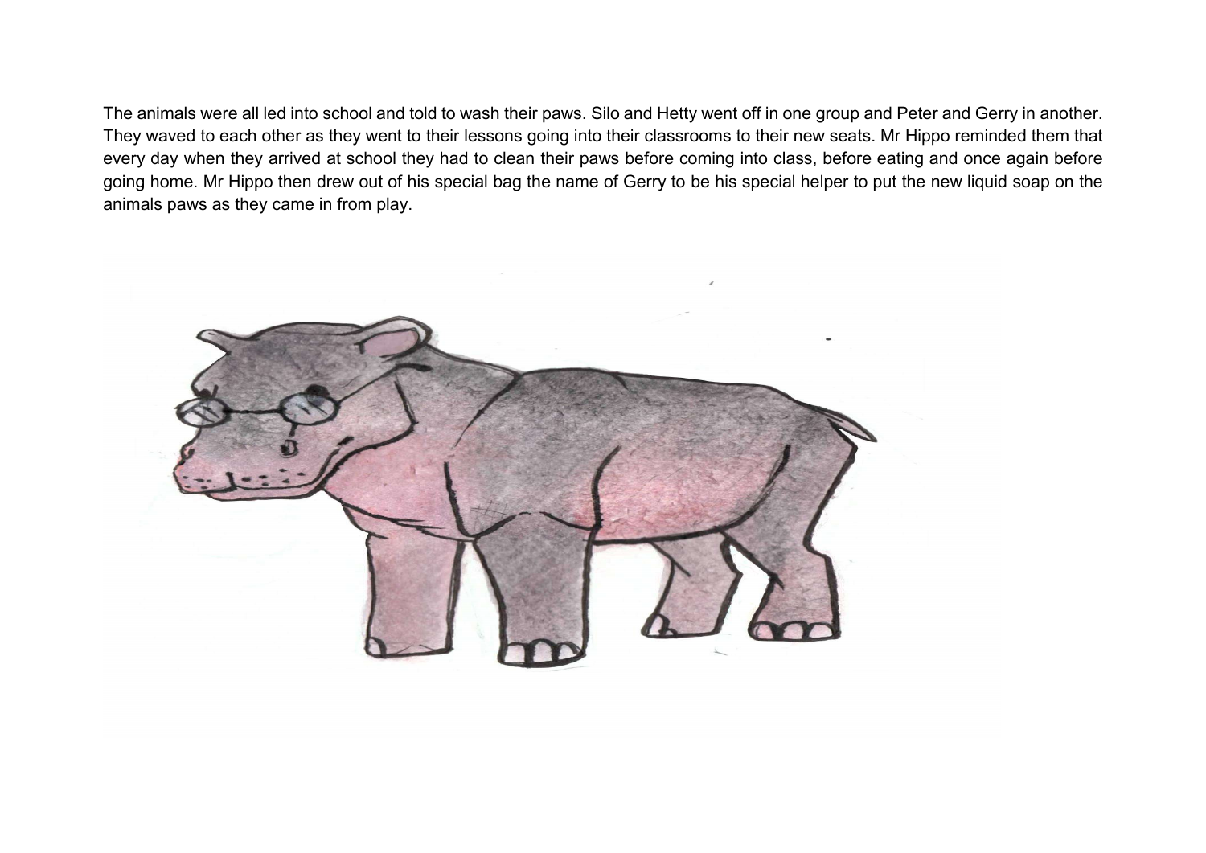The animals were all led into school and told to wash their paws. Silo and Hetty went off in one group and Peter and Gerry in another. They waved to each other as they went to their lessons going into their classrooms to their new seats. Mr Hippo reminded them that every day when they arrived at school they had to clean their paws before coming into class, before eating and once again before going home. Mr Hippo then drew out of his special bag the name of Gerry to be his special helper to put the new liquid soap on the animals paws as they came in from play.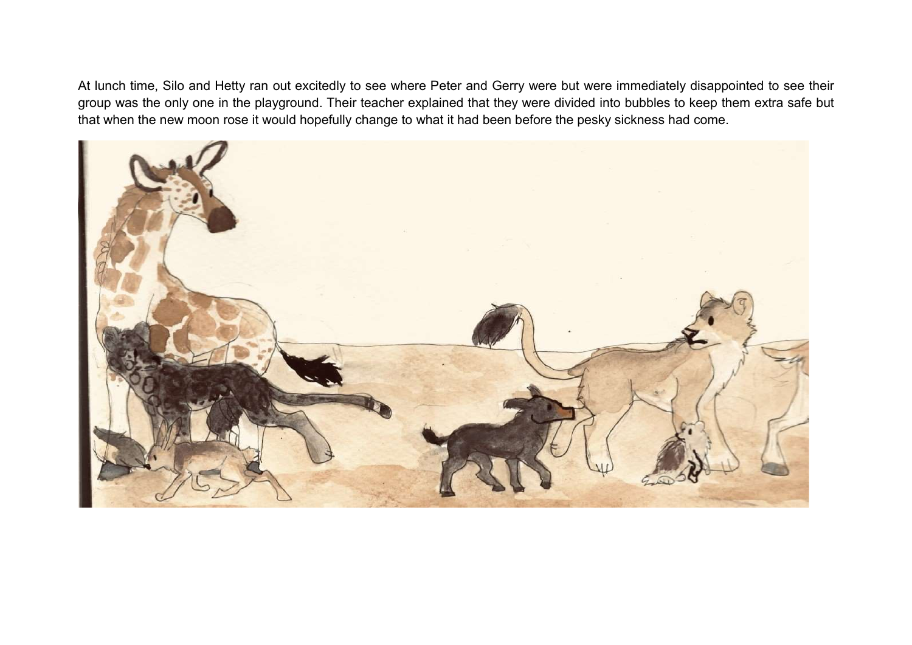At lunch time, Silo and Hetty ran out excitedly to see where Peter and Gerry were but were immediately disappointed to see their group was the only one in the playground. Their teacher explained that they were divided into bubbles to keep them extra safe but that when the new moon rose it would hopefully change to what it had been before the pesky sickness had come.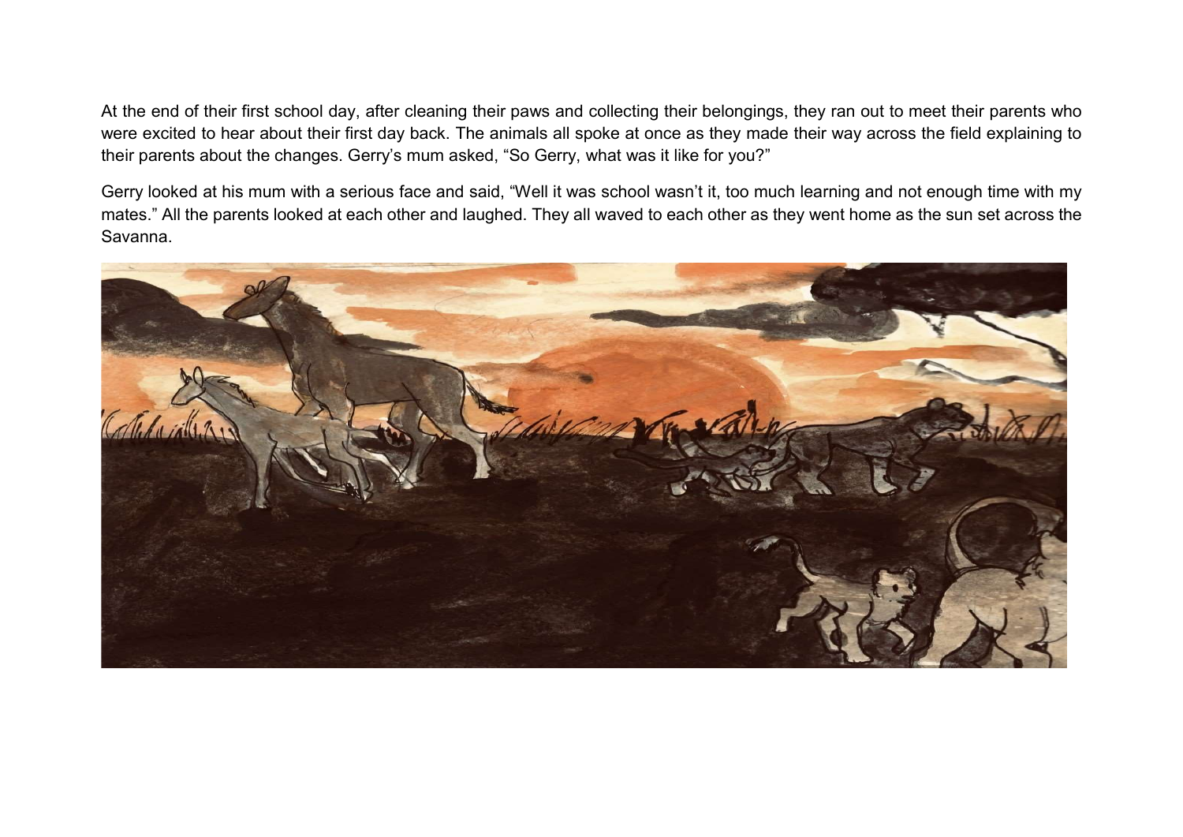At the end of their first school day, after cleaning their paws and collecting their belongings, they ran out to meet their parents who were excited to hear about their first day back. The animals all spoke at once as they made their way across the field explaining to their parents about the changes. Gerry's mum asked, "So Gerry, what was it like for you?"

Gerry looked at his mum with a serious face and said, "Well it was school wasn't it, too much learning and not enough time with my mates." All the parents looked at each other and laughed. They all waved to each other as they went home as the sun set across the Savanna.